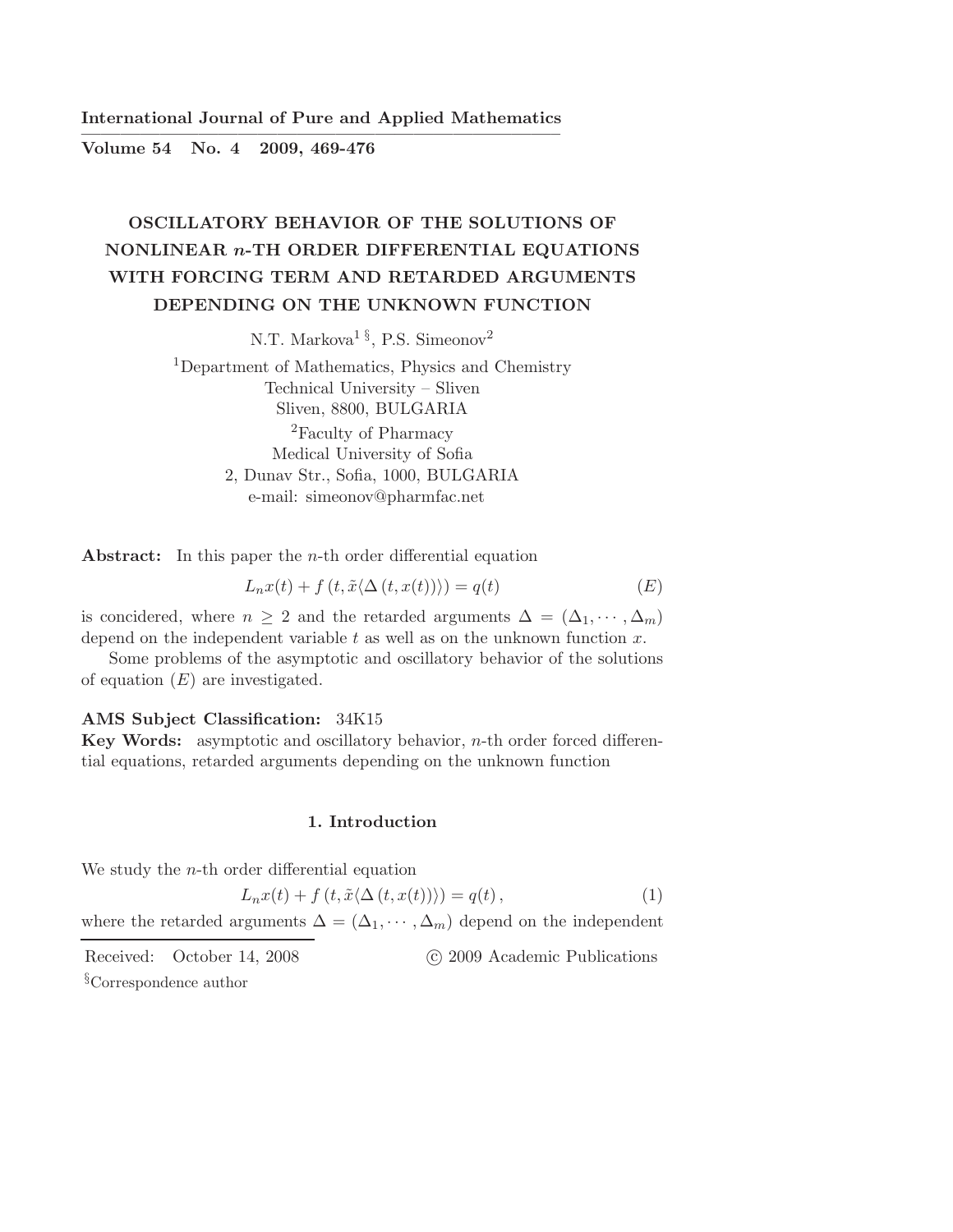# OSCILLATORY BEHAVIOR OF THE SOLUTIONS OF NONLINEAR $n$-TH ORDER DIFFERENTIAL EQUATIONS WITH FORCING TERM AND RETARDED ARGUMENTS DEPENDING ON THE UNKNOWN FUNCTION

N.T. Markova[1 §], P.S. Simeonov[2]

[1]Department of Mathematics, Physics and Chemistry
Technical University – Sliven
Sliven, 8800, BULGARIA

[2]Faculty of Pharmacy
Medical University of Sofia
2, Dunav Str., Sofia, 1000, BULGARIA
e-mail: simeonov@pharmfac.net

**Abstract:** In this paper the $n$-th order differential equation

$$L_n x(t) + f\left(t, \tilde{x}\langle \Delta\left(t, x(t)\right)\rangle\right) = q(t) \qquad (E)$$

is concidered, where $n \geq 2$ and the retarded arguments $\Delta = (\Delta_1, \cdots, \Delta_m)$ depend on the independent variable $t$ as well as on the unknown function $x$.

Some problems of the asymptotic and oscillatory behavior of the solutions of equation $(E)$ are investigated.

**AMS Subject Classification:** 34K15

**Key Words:** asymptotic and oscillatory behavior, $n$-th order forced differential equations, retarded arguments depending on the unknown function

## 1. Introduction

We study the $n$-th order differential equation

$$L_n x(t) + f\left(t, \tilde{x}\langle \Delta\left(t, x(t)\right)\rangle\right) = q(t)\,, \qquad (1)$$

where the retarded arguments $\Delta = (\Delta_1, \cdots, \Delta_m)$ depend on the independent

Received: October 14, 2008 © 2009 Academic Publications

§Correspondence author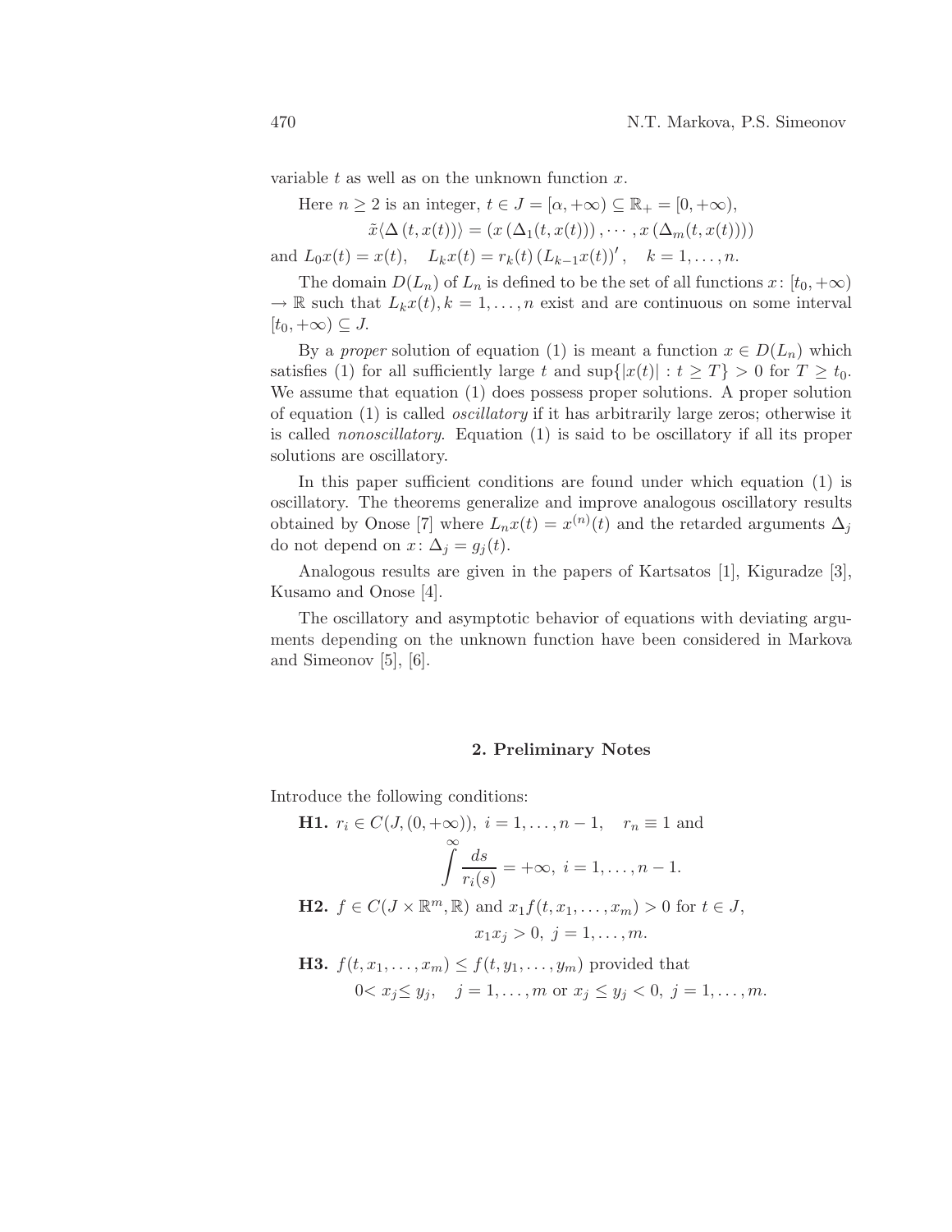variable $t$ as well as on the unknown function $x$.

Here $n \geq 2$ is an integer, $t \in J = [\alpha, +\infty) \subseteq \mathbb{R}_+ = [0, +\infty)$,

$$\tilde{x}\langle\Delta(t, x(t))\rangle = (x(\Delta_1(t, x(t))), \cdots, x(\Delta_m(t, x(t))))$$

and $L_0 x(t) = x(t), \quad L_k x(t) = r_k(t)(L_{k-1}x(t))', \quad k = 1, \ldots, n.$

The domain $D(L_n)$ of $L_n$ is defined to be the set of all functions $x \colon [t_0, +\infty) \to \mathbb{R}$ such that $L_k x(t), k = 1, \ldots, n$ exist and are continuous on some interval $[t_0, +\infty) \subseteq J$.

By a *proper* solution of equation (1) is meant a function $x \in D(L_n)$ which satisfies (1) for all sufficiently large $t$ and $\sup\{|x(t)| : t \geq T\} > 0$ for $T \geq t_0$. We assume that equation (1) does possess proper solutions. A proper solution of equation (1) is called *oscillatory* if it has arbitrarily large zeros; otherwise it is called *nonoscillatory*. Equation (1) is said to be oscillatory if all its proper solutions are oscillatory.

In this paper sufficient conditions are found under which equation (1) is oscillatory. The theorems generalize and improve analogous oscillatory results obtained by Onose [7] where $L_n x(t) = x^{(n)}(t)$ and the retarded arguments $\Delta_j$ do not depend on $x$: $\Delta_j = g_j(t)$.

Analogous results are given in the papers of Kartsatos [1], Kiguradze [3], Kusamo and Onose [4].

The oscillatory and asymptotic behavior of equations with deviating arguments depending on the unknown function have been considered in Markova and Simeonov [5], [6].

## 2. Preliminary Notes

Introduce the following conditions:

**H1.** $r_i \in C(J, (0, +\infty)),\ i = 1, \ldots, n-1, \quad r_n \equiv 1$ and

$$\int^{\infty} \frac{ds}{r_i(s)} = +\infty,\ i = 1, \ldots, n-1.$$

**H2.** $f \in C(J \times \mathbb{R}^m, \mathbb{R})$ and $x_1 f(t, x_1, \ldots, x_m) > 0$ for $t \in J$,

$$x_1 x_j > 0,\ j = 1, \ldots, m.$$

**H3.** $f(t, x_1, \ldots, x_m) \leq f(t, y_1, \ldots, y_m)$ provided that

$0 < x_j \leq y_j, \quad j = 1, \ldots, m$ or $x_j \leq y_j < 0,\ j = 1, \ldots, m.$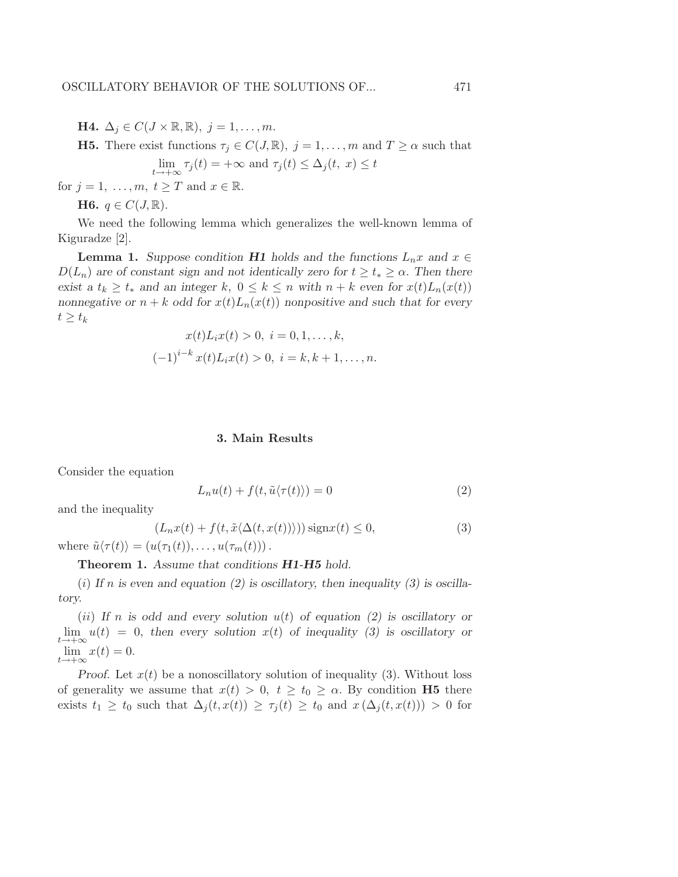**H4.** $\Delta_j \in C(J \times \mathbb{R}, \mathbb{R}),\ j = 1, \ldots, m.$

**H5.** There exist functions $\tau_j \in C(J, \mathbb{R}),\ j = 1, \ldots, m$ and $T \geq \alpha$ such that

$$\lim_{t \to +\infty} \tau_j(t) = +\infty \text{ and } \tau_j(t) \leq \Delta_j(t,\ x) \leq t$$

for $j = 1,\ \ldots, m,\ t \geq T$ and $x \in \mathbb{R}$.

**H6.** $q \in C(J, \mathbb{R})$.

We need the following lemma which generalizes the well-known lemma of Kiguradze [2].

**Lemma 1.** *Suppose condition **H1** holds and the functions $L_n x$ and $x \in D(L_n)$ are of constant sign and not identically zero for $t \geq t_* \geq \alpha$. Then there exist a $t_k \geq t_*$ and an integer $k,\ 0 \leq k \leq n$ with $n + k$ even for $x(t)L_n(x(t))$ nonnegative or $n + k$ odd for $x(t)L_n(x(t))$ nonpositive and such that for every $t \geq t_k$*

$$x(t)L_i x(t) > 0,\ i = 0, 1, \ldots, k,$$

$$(-1)^{i-k} x(t) L_i x(t) > 0,\ i = k, k+1, \ldots, n.$$

## 3. Main Results

Consider the equation

$$L_n u(t) + f(t, \tilde{u}\langle\tau(t)\rangle) = 0 \tag{2}$$

and the inequality

$$(L_n x(t) + f(t, \tilde{x}\langle\Delta(t, x(t))\rangle)) \operatorname{sign} x(t) \leq 0, \tag{3}$$

where $\tilde{u}\langle\tau(t)\rangle = (u(\tau_1(t)), \ldots, u(\tau_m(t)))$.

**Theorem 1.** *Assume that conditions **H1**-**H5** hold.*

*(i) If $n$ is even and equation (2) is oscillatory, then inequality (3) is oscillatory.*

*(ii) If $n$ is odd and every solution $u(t)$ of equation (2) is oscillatory or $\lim_{t \to +\infty} u(t) = 0$, then every solution $x(t)$ of inequality (3) is oscillatory or $\lim_{t \to +\infty} x(t) = 0$.*

*Proof.* Let $x(t)$ be a nonoscillatory solution of inequality (3). Without loss of generality we assume that $x(t) > 0,\ t \geq t_0 \geq \alpha$. By condition **H5** there exists $t_1 \geq t_0$ such that $\Delta_j(t, x(t)) \geq \tau_j(t) \geq t_0$ and $x(\Delta_j(t, x(t))) > 0$ for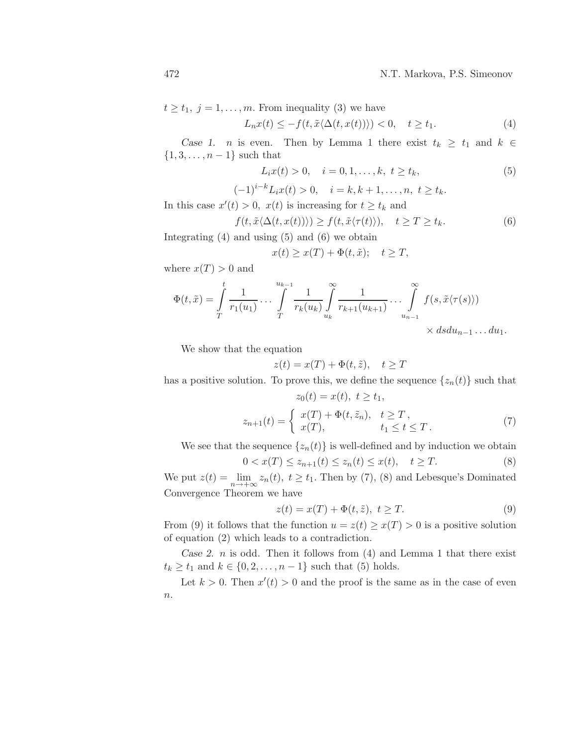$t \geq t_1,\ j = 1, \ldots, m$. From inequality (3) we have

$$L_n x(t) \leq -f(t, \tilde{x}\langle \Delta(t, x(t))\rangle) < 0, \quad t \geq t_1. \tag{4}$$

*Case 1.* $n$ is even. Then by Lemma 1 there exist $t_k \geq t_1$ and $k \in \{1, 3, \ldots, n-1\}$ such that

$$L_i x(t) > 0, \quad i = 0, 1, \ldots, k,\ t \geq t_k, \tag{5}$$

$$(-1)^{i-k} L_i x(t) > 0, \quad i = k, k+1, \ldots, n,\ t \geq t_k.$$

In this case $x'(t) > 0$, $x(t)$ is increasing for $t \geq t_k$ and

$$f(t, \tilde{x}\langle \Delta(t, x(t))\rangle) \geq f(t, \tilde{x}\langle \tau(t)\rangle), \quad t \geq T \geq t_k. \tag{6}$$

Integrating (4) and using (5) and (6) we obtain

$$x(t) \geq x(T) + \Phi(t, \tilde{x}); \quad t \geq T,$$

where $x(T) > 0$ and

$$\Phi(t, \tilde{x}) = \int_T^t \frac{1}{r_1(u_1)} \cdots \int_T^{u_{k-1}} \frac{1}{r_k(u_k)} \int_{u_k}^{\infty} \frac{1}{r_{k+1}(u_{k+1})} \cdots \int_{u_{n-1}}^{\infty} f(s, \tilde{x}\langle \tau(s)\rangle) \times ds\, du_{n-1} \ldots du_1.$$

We show that the equation

$$z(t) = x(T) + \Phi(t, \tilde{z}), \quad t \geq T$$

has a positive solution. To prove this, we define the sequence $\{z_n(t)\}$ such that

$$z_0(t) = x(t),\ t \geq t_1,$$

$$z_{n+1}(t) = \begin{cases} x(T) + \Phi(t, \tilde{z}_n), & t \geq T\,, \\ x(T), & t_1 \leq t \leq T\,. \end{cases} \tag{7}$$

We see that the sequence $\{z_n(t)\}$ is well-defined and by induction we obtain

$$0 < x(T) \leq z_{n+1}(t) \leq z_n(t) \leq x(t), \quad t \geq T. \tag{8}$$

We put $z(t) = \lim_{n \to +\infty} z_n(t)$, $t \geq t_1$. Then by (7), (8) and Lebesque's Dominated Convergence Theorem we have

$$z(t) = x(T) + \Phi(t, \tilde{z}),\ t \geq T. \tag{9}$$

From (9) it follows that the function $u = z(t) \geq x(T) > 0$ is a positive solution of equation (2) which leads to a contradiction.

*Case 2.* $n$ is odd. Then it follows from (4) and Lemma 1 that there exist $t_k \geq t_1$ and $k \in \{0, 2, \ldots, n-1\}$ such that (5) holds.

Let $k > 0$. Then $x'(t) > 0$ and the proof is the same as in the case of even $n$.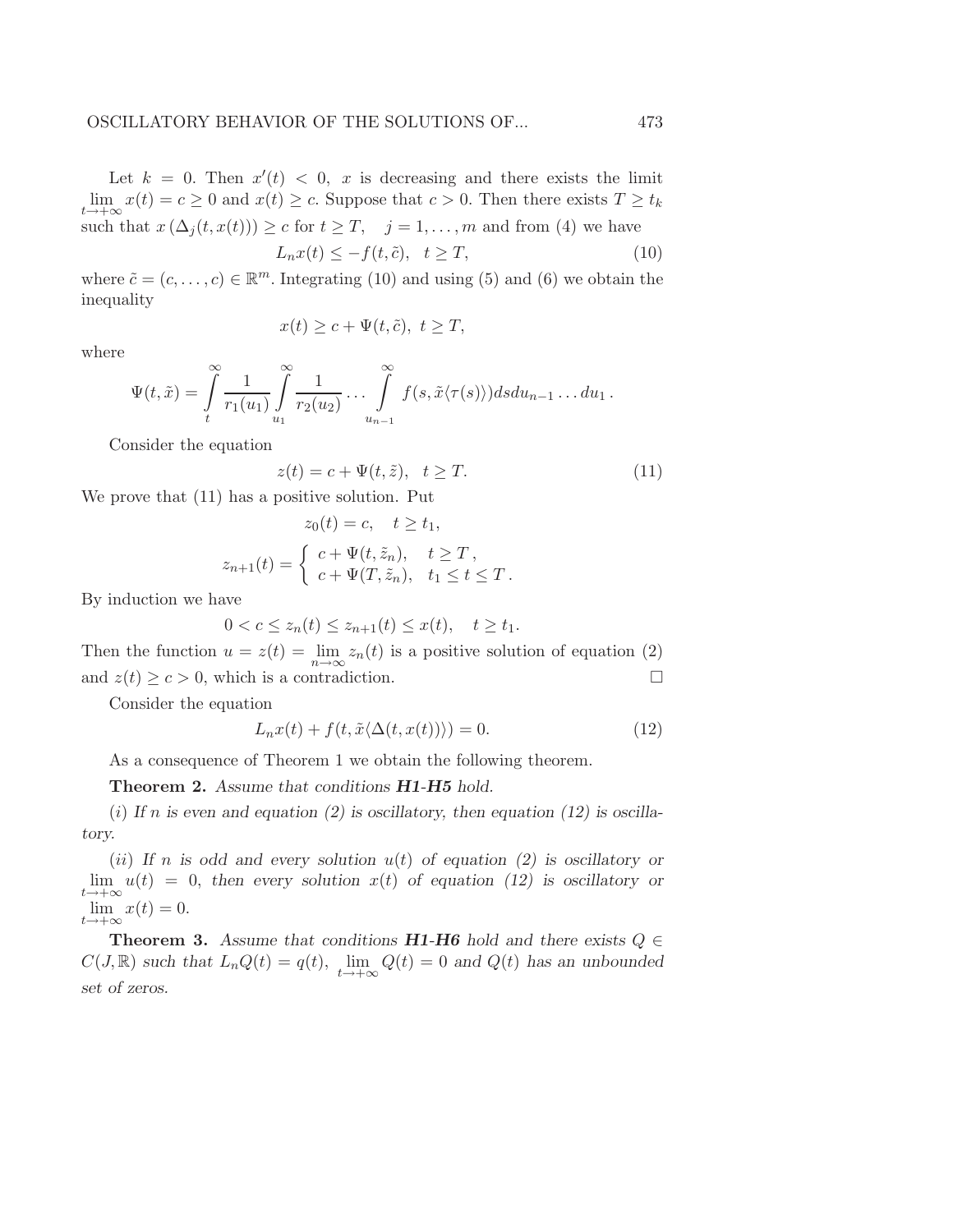Let $k = 0$. Then $x'(t) < 0$, $x$ is decreasing and there exists the limit $\lim_{t\to+\infty} x(t) = c \geq 0$ and $x(t) \geq c$. Suppose that $c > 0$. Then there exists $T \geq t_k$ such that $x(\Delta_j(t, x(t))) \geq c$ for $t \geq T$, $\quad j = 1, \ldots, m$ and from (4) we have

$$L_n x(t) \leq -f(t, \tilde{c}), \quad t \geq T, \tag{10}$$

where $\tilde{c} = (c, \ldots, c) \in \mathbb{R}^m$. Integrating (10) and using (5) and (6) we obtain the inequality

$$x(t) \geq c + \Psi(t, \tilde{c}), \ t \geq T,$$

where

$$\Psi(t, \tilde{x}) = \int_t^{\infty} \frac{1}{r_1(u_1)} \int_{u_1}^{\infty} \frac{1}{r_2(u_2)} \ldots \int_{u_{n-1}}^{\infty} f(s, \tilde{x}\langle\tau(s)\rangle) ds du_{n-1} \ldots du_1 .$$

Consider the equation

$$z(t) = c + \Psi(t, \tilde{z}), \quad t \geq T. \tag{11}$$

We prove that (11) has a positive solution. Put

$$z_0(t) = c, \quad t \geq t_1,$$

$$z_{n+1}(t) = \begin{cases} c + \Psi(t, \tilde{z}_n), & t \geq T, \\ c + \Psi(T, \tilde{z}_n), & t_1 \leq t \leq T. \end{cases}$$

By induction we have

$$0 < c \leq z_n(t) \leq z_{n+1}(t) \leq x(t), \quad t \geq t_1.$$

Then the function $u = z(t) = \lim_{n\to\infty} z_n(t)$ is a positive solution of equation (2) and $z(t) \geq c > 0$, which is a contradiction. $\square$

Consider the equation

$$L_n x(t) + f(t, \tilde{x}\langle\Delta(t, x(t))\rangle) = 0. \tag{12}$$

As a consequence of Theorem 1 we obtain the following theorem.

**Theorem 2.** *Assume that conditions* ***H1-H5*** *hold.*

(*i*) *If $n$ is even and equation (2) is oscillatory, then equation (12) is oscillatory.*

(*ii*) *If $n$ is odd and every solution $u(t)$ of equation (2) is oscillatory or $\lim_{t\to+\infty} u(t) = 0$, then every solution $x(t)$ of equation (12) is oscillatory or $\lim_{t\to+\infty} x(t) = 0$.*

**Theorem 3.** *Assume that conditions* ***H1-H6*** *hold and there exists $Q \in C(J, \mathbb{R})$ such that $L_n Q(t) = q(t)$, $\lim_{t\to+\infty} Q(t) = 0$ and $Q(t)$ has an unbounded set of zeros.*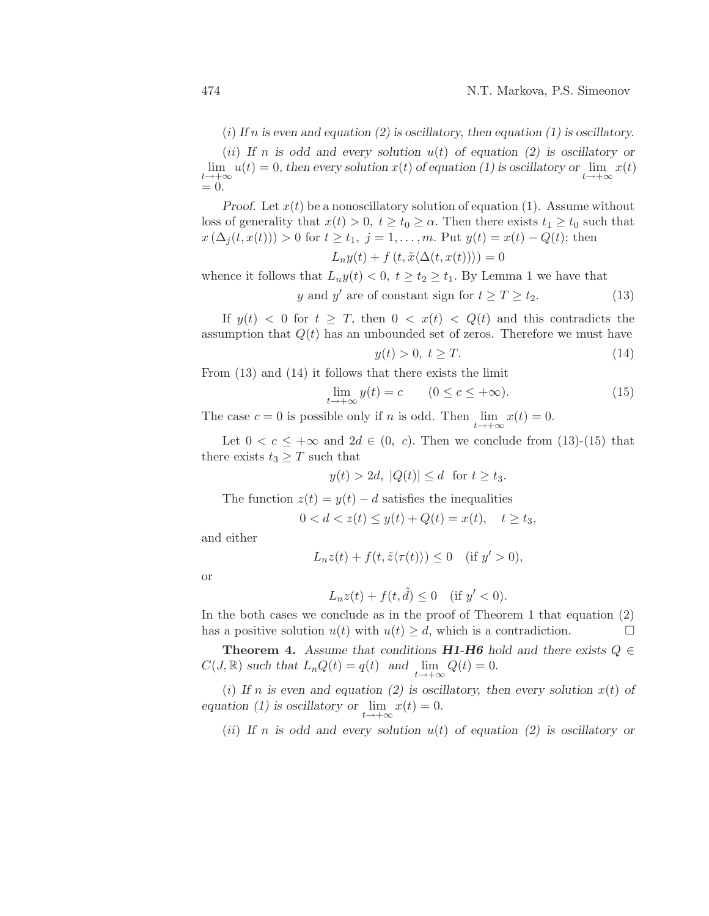(*i*) *If $n$ is even and equation (2) is oscillatory, then equation (1) is oscillatory.*

(*ii*) *If $n$ is odd and every solution $u(t)$ of equation (2) is oscillatory or $\lim_{t\to+\infty} u(t) = 0$, then every solution $x(t)$ of equation (1) is oscillatory or $\lim_{t\to+\infty} x(t) = 0$.*

*Proof.* Let $x(t)$ be a nonoscillatory solution of equation (1). Assume without loss of generality that $x(t) > 0,\ t \geq t_0 \geq \alpha$. Then there exists $t_1 \geq t_0$ such that $x\left(\Delta_j(t, x(t))\right) > 0$ for $t \geq t_1,\ j = 1, \ldots, m$. Put $y(t) = x(t) - Q(t)$; then

$$L_n y(t) + f\left(t, \tilde{x}\langle\Delta(t, x(t))\rangle\right) = 0$$

whence it follows that $L_n y(t) < 0,\ t \geq t_2 \geq t_1$. By Lemma 1 we have that

$$y \text{ and } y' \text{ are of constant sign for } t \geq T \geq t_2. \tag{13}$$

If $y(t) < 0$ for $t \geq T$, then $0 < x(t) < Q(t)$ and this contradicts the assumption that $Q(t)$ has an unbounded set of zeros. Therefore we must have

$$y(t) > 0,\ t \geq T. \tag{14}$$

From (13) and (14) it follows that there exists the limit

$$\lim_{t\to+\infty} y(t) = c \qquad (0 \leq c \leq +\infty). \tag{15}$$

The case $c = 0$ is possible only if $n$ is odd. Then $\lim_{t\to+\infty} x(t) = 0$.

Let $0 < c \leq +\infty$ and $2d \in (0,\ c)$. Then we conclude from (13)-(15) that there exists $t_3 \geq T$ such that

$$y(t) > 2d,\ |Q(t)| \leq d \ \text{ for } t \geq t_3.$$

The function $z(t) = y(t) - d$ satisfies the inequalities

$$0 < d < z(t) \leq y(t) + Q(t) = x(t), \quad t \geq t_3,$$

and either

$$L_n z(t) + f(t, \tilde{z}\langle\tau(t)\rangle) \leq 0 \quad (\text{if } y' > 0),$$

or

$$L_n z(t) + f(t, \tilde{d}) \leq 0 \quad (\text{if } y' < 0).$$

In the both cases we conclude as in the proof of Theorem 1 that equation (2) has a positive solution $u(t)$ with $u(t) \geq d$, which is a contradiction. $\square$

**Theorem 4.** *Assume that conditions **H1-H6** hold and there exists $Q \in C(J, \mathbb{R})$ such that $L_n Q(t) = q(t)$ and $\lim_{t\to+\infty} Q(t) = 0$.*

(*i*) *If $n$ is even and equation (2) is oscillatory, then every solution $x(t)$ of equation (1) is oscillatory or $\lim_{t\to+\infty} x(t) = 0$.*

(*ii*) *If $n$ is odd and every solution $u(t)$ of equation (2) is oscillatory or*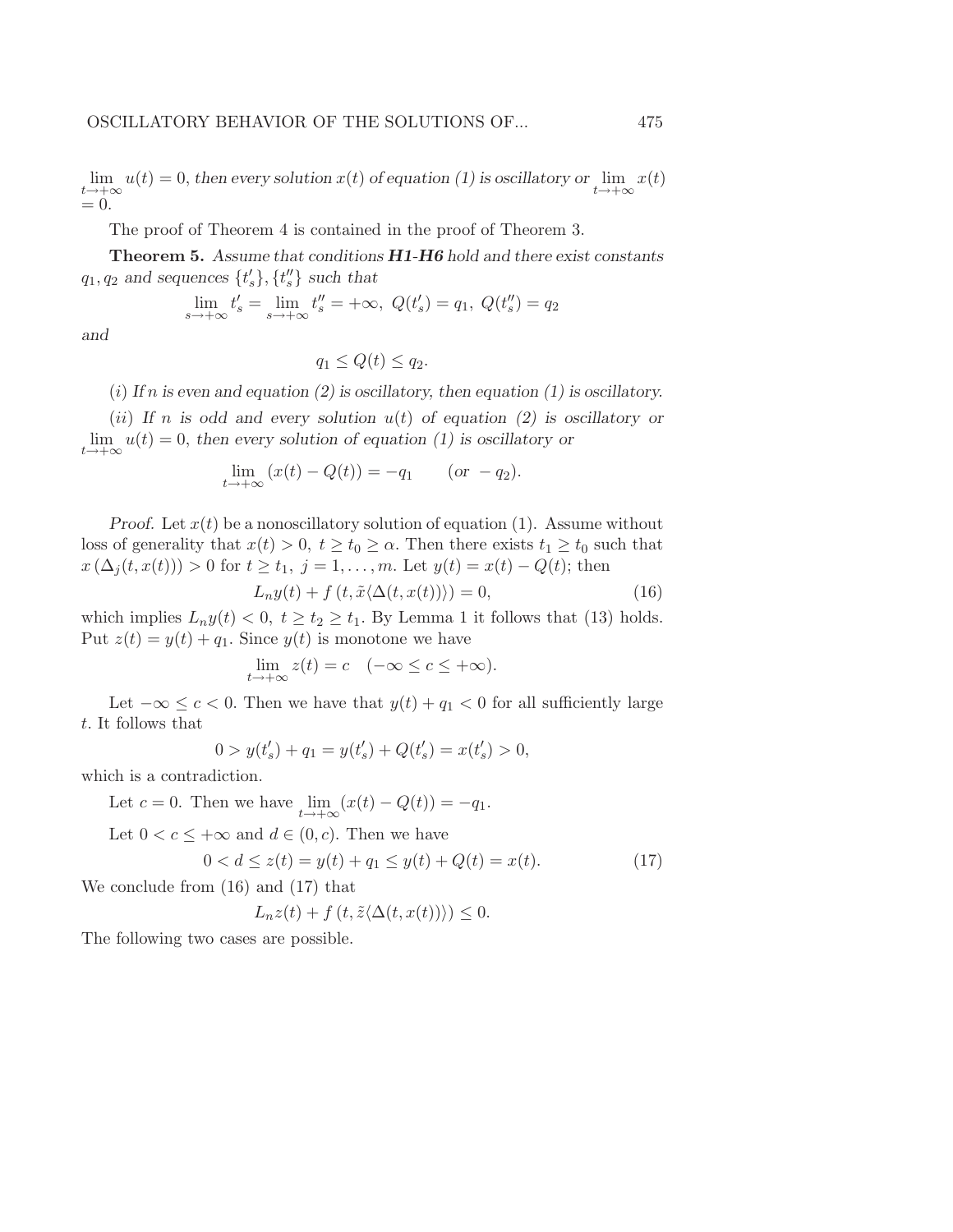$\lim_{t\to+\infty} u(t) = 0$, *then every solution $x(t)$ of equation (1) is oscillatory or* $\lim_{t\to+\infty} x(t) = 0$.

The proof of Theorem 4 is contained in the proof of Theorem 3.

**Theorem 5.** *Assume that conditions* ***H1-H6*** *hold and there exist constants $q_1, q_2$ and sequences $\{t'_s\}, \{t''_s\}$ such that*

$$\lim_{s\to+\infty} t'_s = \lim_{s\to+\infty} t''_s = +\infty,\ Q(t'_s) = q_1,\ Q(t''_s) = q_2$$

*and*

$$q_1 \le Q(t) \le q_2.$$

$(i)$ *If $n$ is even and equation (2) is oscillatory, then equation (1) is oscillatory.*

$(ii)$ *If $n$ is odd and every solution $u(t)$ of equation (2) is oscillatory or* $\lim_{t\to+\infty} u(t) = 0$, *then every solution of equation (1) is oscillatory or*

$$\lim_{t\to+\infty} (x(t) - Q(t)) = -q_1 \qquad (or\ -q_2).$$

*Proof.* Let $x(t)$ be a nonoscillatory solution of equation (1). Assume without loss of generality that $x(t) > 0,\ t \ge t_0 \ge \alpha$. Then there exists $t_1 \ge t_0$ such that $x\left(\Delta_j(t, x(t))\right) > 0$ for $t \ge t_1,\ j = 1, \dots, m$. Let $y(t) = x(t) - Q(t)$; then

$$L_n y(t) + f\left(t, \tilde{x}\langle\Delta(t, x(t))\rangle\right) = 0, \tag{16}$$

which implies $L_n y(t) < 0,\ t \ge t_2 \ge t_1$. By Lemma 1 it follows that (13) holds. Put $z(t) = y(t) + q_1$. Since $y(t)$ is monotone we have

$$\lim_{t\to+\infty} z(t) = c \quad (-\infty \le c \le +\infty).$$

Let $-\infty \le c < 0$. Then we have that $y(t) + q_1 < 0$ for all sufficiently large $t$. It follows that

$$0 > y(t'_s) + q_1 = y(t'_s) + Q(t'_s) = x(t'_s) > 0,$$

which is a contradiction.

Let $c = 0$. Then we have $\lim_{t\to+\infty}(x(t) - Q(t)) = -q_1$.

Let $0 < c \le +\infty$ and $d \in (0, c)$. Then we have

$$0 < d \le z(t) = y(t) + q_1 \le y(t) + Q(t) = x(t). \tag{17}$$

We conclude from (16) and (17) that

$$L_n z(t) + f\left(t, \tilde{z}\langle\Delta(t, x(t))\rangle\right) \le 0.$$

The following two cases are possible.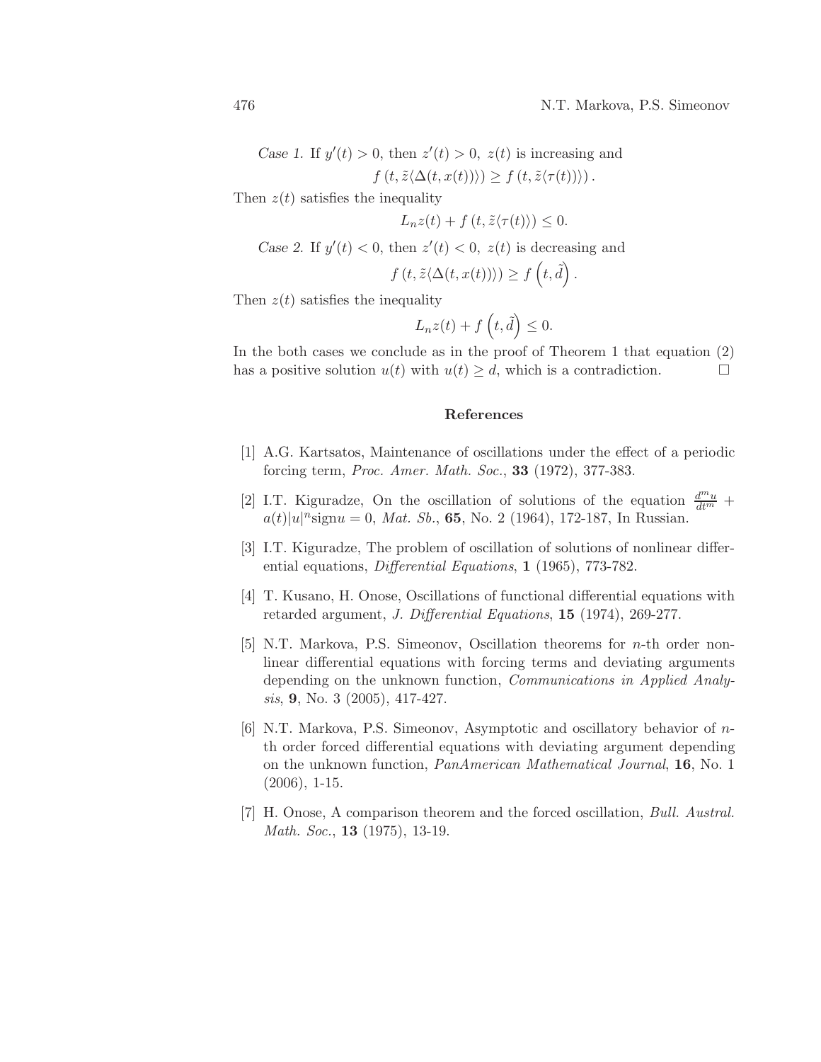*Case 1.* If $y'(t) > 0$, then $z'(t) > 0$, $z(t)$ is increasing and

$$f(t, \tilde{z}\langle\Delta(t, x(t))\rangle) \geq f(t, \tilde{z}\langle\tau(t)\rangle).$$

Then $z(t)$ satisfies the inequality

$$L_n z(t) + f(t, \tilde{z}\langle\tau(t)\rangle) \leq 0.$$

*Case 2.* If $y'(t) < 0$, then $z'(t) < 0$, $z(t)$ is decreasing and

$$f(t, \tilde{z}\langle\Delta(t, x(t))\rangle) \geq f\left(t, \tilde{d}\right).$$

Then $z(t)$ satisfies the inequality

$$L_n z(t) + f\left(t, \tilde{d}\right) \leq 0.$$

In the both cases we conclude as in the proof of Theorem 1 that equation (2) has a positive solution $u(t)$ with $u(t) \geq d$, which is a contradiction. □

## References

[1] A.G. Kartsatos, Maintenance of oscillations under the effect of a periodic forcing term, *Proc. Amer. Math. Soc.*, **33** (1972), 377-383.

[2] I.T. Kiguradze, On the oscillation of solutions of the equation $\frac{d^m u}{dt^m} + a(t)|u|^n \text{sign} u = 0$, *Mat. Sb.*, **65**, No. 2 (1964), 172-187, In Russian.

[3] I.T. Kiguradze, The problem of oscillation of solutions of nonlinear differential equations, *Differential Equations*, **1** (1965), 773-782.

[4] T. Kusano, H. Onose, Oscillations of functional differential equations with retarded argument, *J. Differential Equations*, **15** (1974), 269-277.

[5] N.T. Markova, P.S. Simeonov, Oscillation theorems for $n$-th order nonlinear differential equations with forcing terms and deviating arguments depending on the unknown function, *Communications in Applied Analysis*, **9**, No. 3 (2005), 417-427.

[6] N.T. Markova, P.S. Simeonov, Asymptotic and oscillatory behavior of $n$-th order forced differential equations with deviating argument depending on the unknown function, *PanAmerican Mathematical Journal*, **16**, No. 1 (2006), 1-15.

[7] H. Onose, A comparison theorem and the forced oscillation, *Bull. Austral. Math. Soc.*, **13** (1975), 13-19.